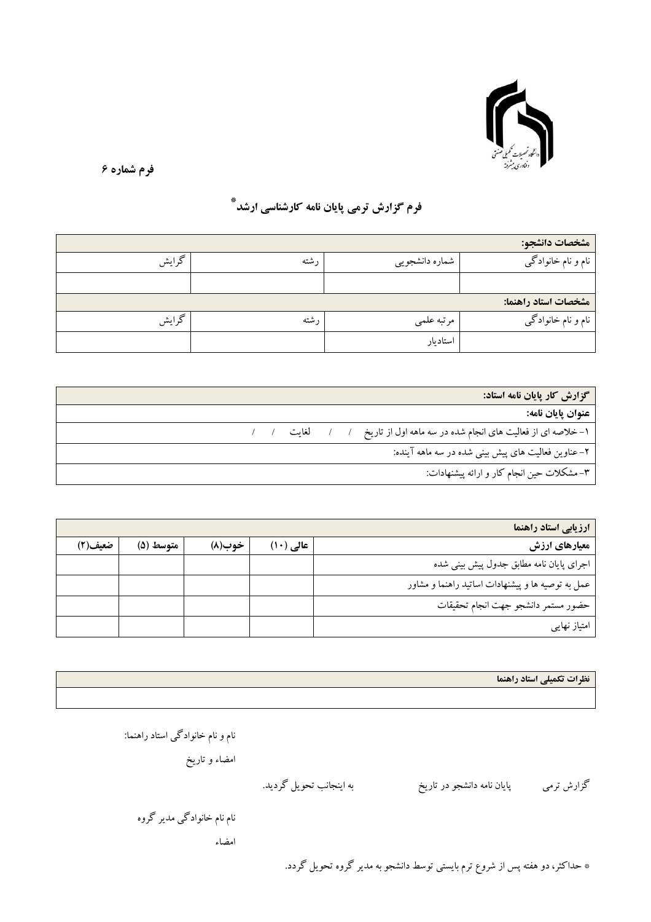فرم شماره ۶

# فرم گزارش ترمی پایان نامه کارشناسی ارشد*

| مشخصات دانشجو: | | | |
|---|---|---|---|
| نام و نام خانوادگی | شماره دانشجویی | رشته | گرایش |
| | | | |
| **مشخصات استاد راهنما:** | | | |
| نام و نام خانوادگی | مرتبه علمی | رشته | گرایش |
| | استادیار | | |

| گزارش کار پایان نامه استاد: |
|---|
| **عنوان پایان نامه:** |
| ۱- خلاصه ای از فعالیت های انجام شده در سه ماهه اول از تاریخ / / لغایت / / |
| ۲- عناوین فعالیت های پیش بینی شده در سه ماهه آینده: |
| ۳- مشکلات حین انجام کار و ارائه پیشنهادات: |

| ارزیابی استاد راهنما | | | | |
|---|---|---|---|---|
| **معیارهای ارزش** | **عالی (۱۰)** | **خوب(۸)** | **متوسط (۵)** | **ضعیف(۲)** |
| اجرای پایان نامه مطابق جدول پیش بینی شده | | | | |
| عمل به توصیه ها و پیشنهادات اساتید راهنما و مشاور | | | | |
| حضور مستمر دانشجو جهت انجام تحقیقات | | | | |
| امتیاز نهایی | | | | |

| نظرات تکمیلی استاد راهنما |
|---|
| |

نام و نام خانوادگی استاد راهنما:

امضاء و تاریخ

گزارش ترمی پایان نامه دانشجو در تاریخ به اینجانب تحویل گردید.

نام نام خانوادگی مدیر گروه

امضاء

* حداکثر، دو هفته پس از شروع ترم بایستی توسط دانشجو به مدیر گروه تحویل گردد.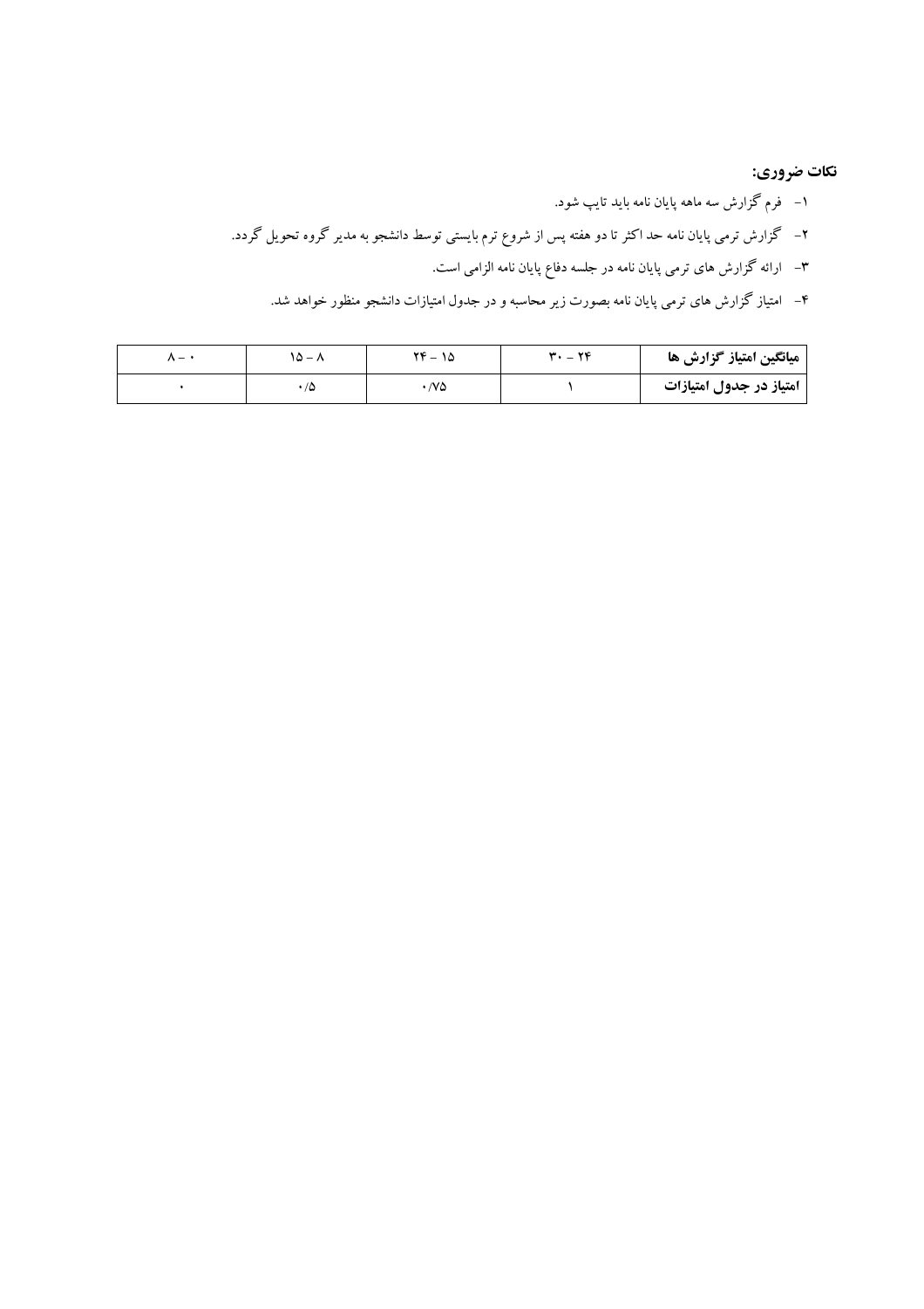**نکات ضروری:**

۱- فرم گزارش سه ماهه پایان نامه باید تایپ شود.

۲- گزارش ترمی پایان نامه حد اکثر تا دو هفته پس از شروع ترم بایستی توسط دانشجو به مدیر گروه تحویل گردد.

۳- ارائه گزارش های ترمی پایان نامه در جلسه دفاع پایان نامه الزامی است.

۴- امتیاز گزارش های ترمی پایان نامه بصورت زیر محاسبه و در جدول امتیازات دانشجو منظور خواهد شد.

| **میانگین امتیاز گزارش ها** | ۳۰ – ۲۴ | ۲۴ – ۱۵ | ۱۵ – ۸ | ۸ – ۰ |
|---|---|---|---|---|
| **امتیاز در جدول امتیازات** | ۱ | ۰/۷۵ | ۰/۵ | ۰ |